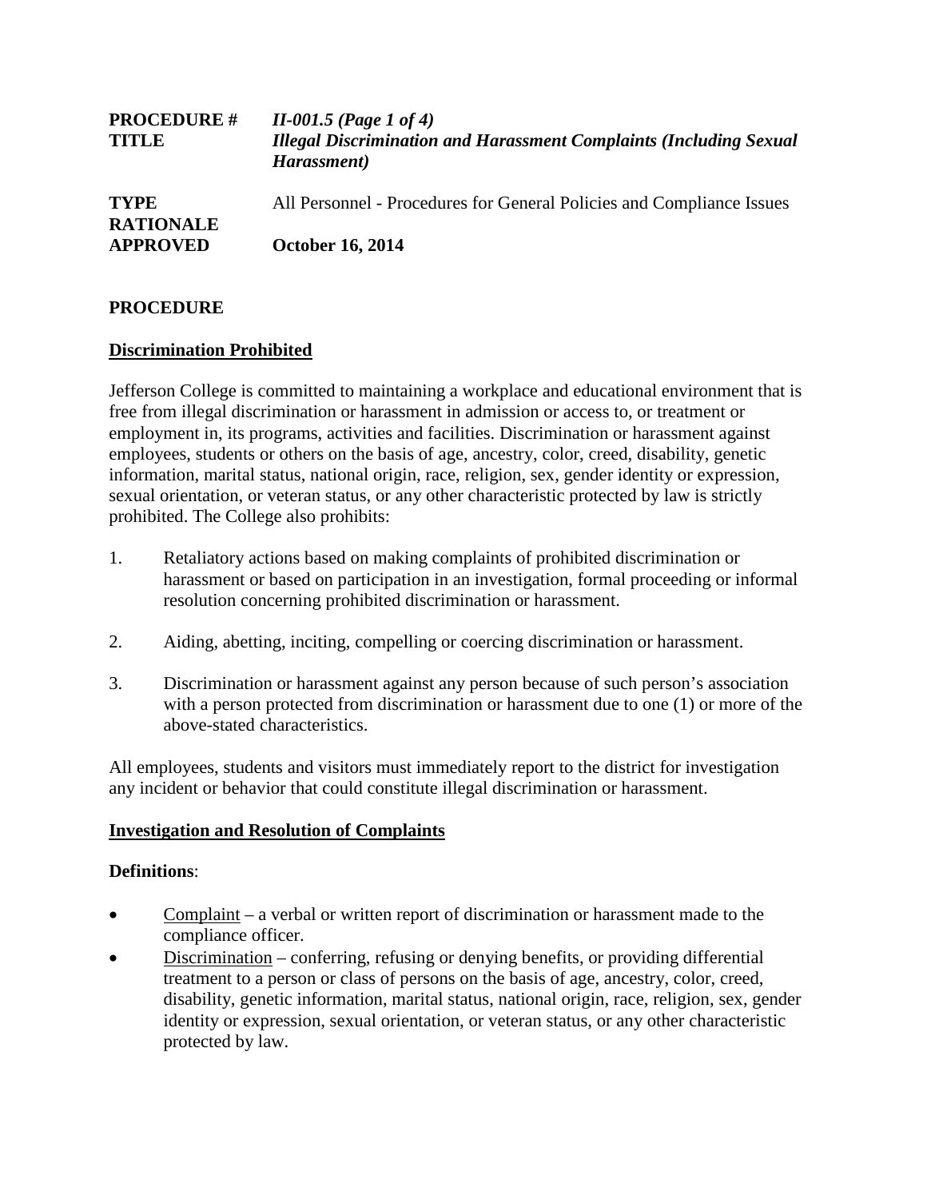| | |
|---|---|
| **PROCEDURE #** | *II-001.5 (Page 1 of 4)* |
| **TITLE** | ***Illegal Discrimination and Harassment Complaints (Including Sexual Harassment)*** |
| **TYPE** | All Personnel - Procedures for General Policies and Compliance Issues |
| **RATIONALE** | |
| **APPROVED** | **October 16, 2014** |

## PROCEDURE

### Discrimination Prohibited

Jefferson College is committed to maintaining a workplace and educational environment that is free from illegal discrimination or harassment in admission or access to, or treatment or employment in, its programs, activities and facilities. Discrimination or harassment against employees, students or others on the basis of age, ancestry, color, creed, disability, genetic information, marital status, national origin, race, religion, sex, gender identity or expression, sexual orientation, or veteran status, or any other characteristic protected by law is strictly prohibited. The College also prohibits:

1. Retaliatory actions based on making complaints of prohibited discrimination or harassment or based on participation in an investigation, formal proceeding or informal resolution concerning prohibited discrimination or harassment.

2. Aiding, abetting, inciting, compelling or coercing discrimination or harassment.

3. Discrimination or harassment against any person because of such person's association with a person protected from discrimination or harassment due to one (1) or more of the above-stated characteristics.

All employees, students and visitors must immediately report to the district for investigation any incident or behavior that could constitute illegal discrimination or harassment.

### Investigation and Resolution of Complaints

**Definitions**:

- Complaint – a verbal or written report of discrimination or harassment made to the compliance officer.
- Discrimination – conferring, refusing or denying benefits, or providing differential treatment to a person or class of persons on the basis of age, ancestry, color, creed, disability, genetic information, marital status, national origin, race, religion, sex, gender identity or expression, sexual orientation, or veteran status, or any other characteristic protected by law.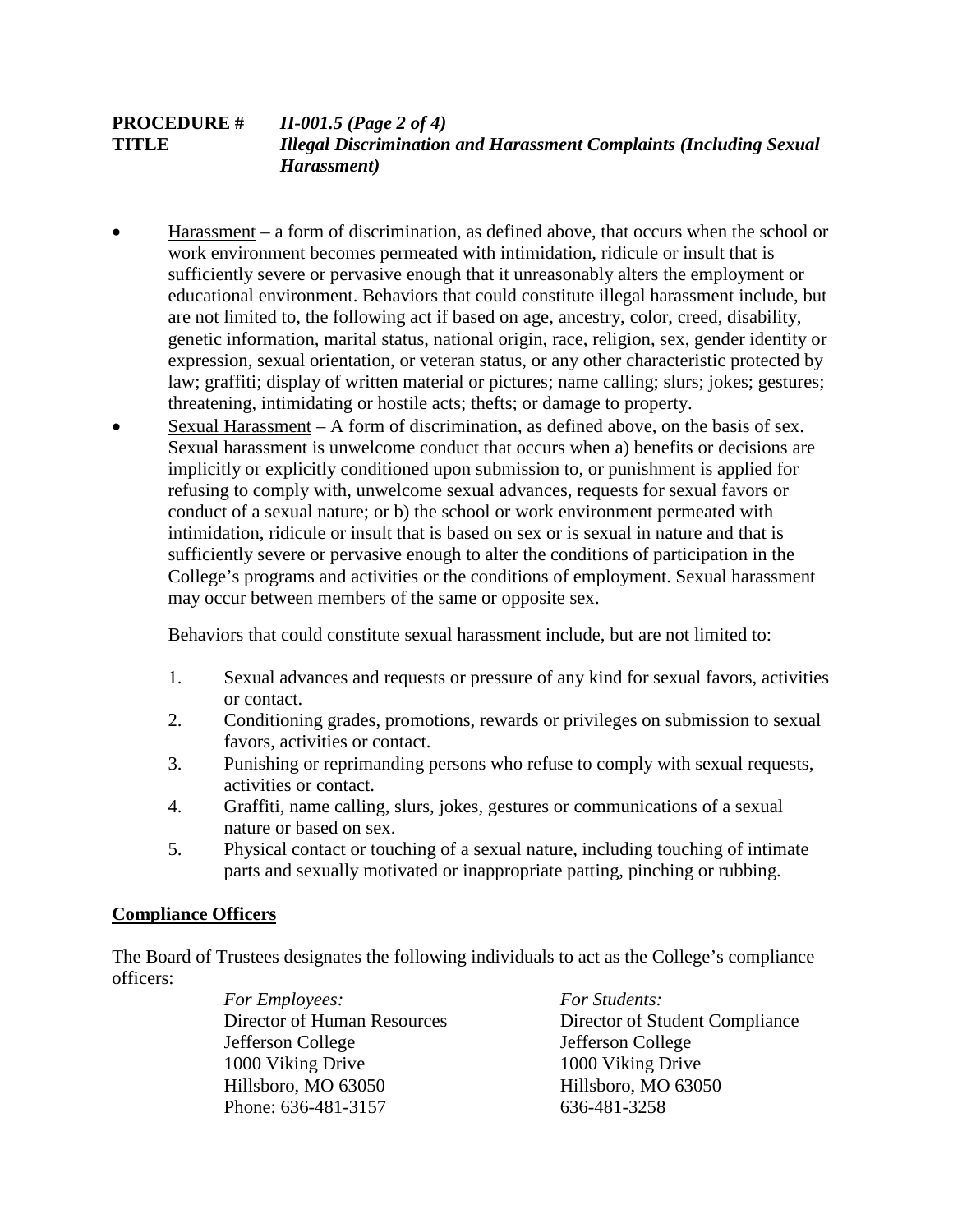- Harassment – a form of discrimination, as defined above, that occurs when the school or work environment becomes permeated with intimidation, ridicule or insult that is sufficiently severe or pervasive enough that it unreasonably alters the employment or educational environment. Behaviors that could constitute illegal harassment include, but are not limited to, the following act if based on age, ancestry, color, creed, disability, genetic information, marital status, national origin, race, religion, sex, gender identity or expression, sexual orientation, or veteran status, or any other characteristic protected by law; graffiti; display of written material or pictures; name calling; slurs; jokes; gestures; threatening, intimidating or hostile acts; thefts; or damage to property.
- Sexual Harassment – A form of discrimination, as defined above, on the basis of sex. Sexual harassment is unwelcome conduct that occurs when a) benefits or decisions are implicitly or explicitly conditioned upon submission to, or punishment is applied for refusing to comply with, unwelcome sexual advances, requests for sexual favors or conduct of a sexual nature; or b) the school or work environment permeated with intimidation, ridicule or insult that is based on sex or is sexual in nature and that is sufficiently severe or pervasive enough to alter the conditions of participation in the College's programs and activities or the conditions of employment. Sexual harassment may occur between members of the same or opposite sex.

  Behaviors that could constitute sexual harassment include, but are not limited to:

  1. Sexual advances and requests or pressure of any kind for sexual favors, activities or contact.
  2. Conditioning grades, promotions, rewards or privileges on submission to sexual favors, activities or contact.
  3. Punishing or reprimanding persons who refuse to comply with sexual requests, activities or contact.
  4. Graffiti, name calling, slurs, jokes, gestures or communications of a sexual nature or based on sex.
  5. Physical contact or touching of a sexual nature, including touching of intimate parts and sexually motivated or inappropriate patting, pinching or rubbing.

## Compliance Officers

The Board of Trustees designates the following individuals to act as the College's compliance officers:

*For Employees:*
Director of Human Resources
Jefferson College
1000 Viking Drive
Hillsboro, MO 63050
Phone: 636-481-3157

*For Students:*
Director of Student Compliance
Jefferson College
1000 Viking Drive
Hillsboro, MO 63050
636-481-3258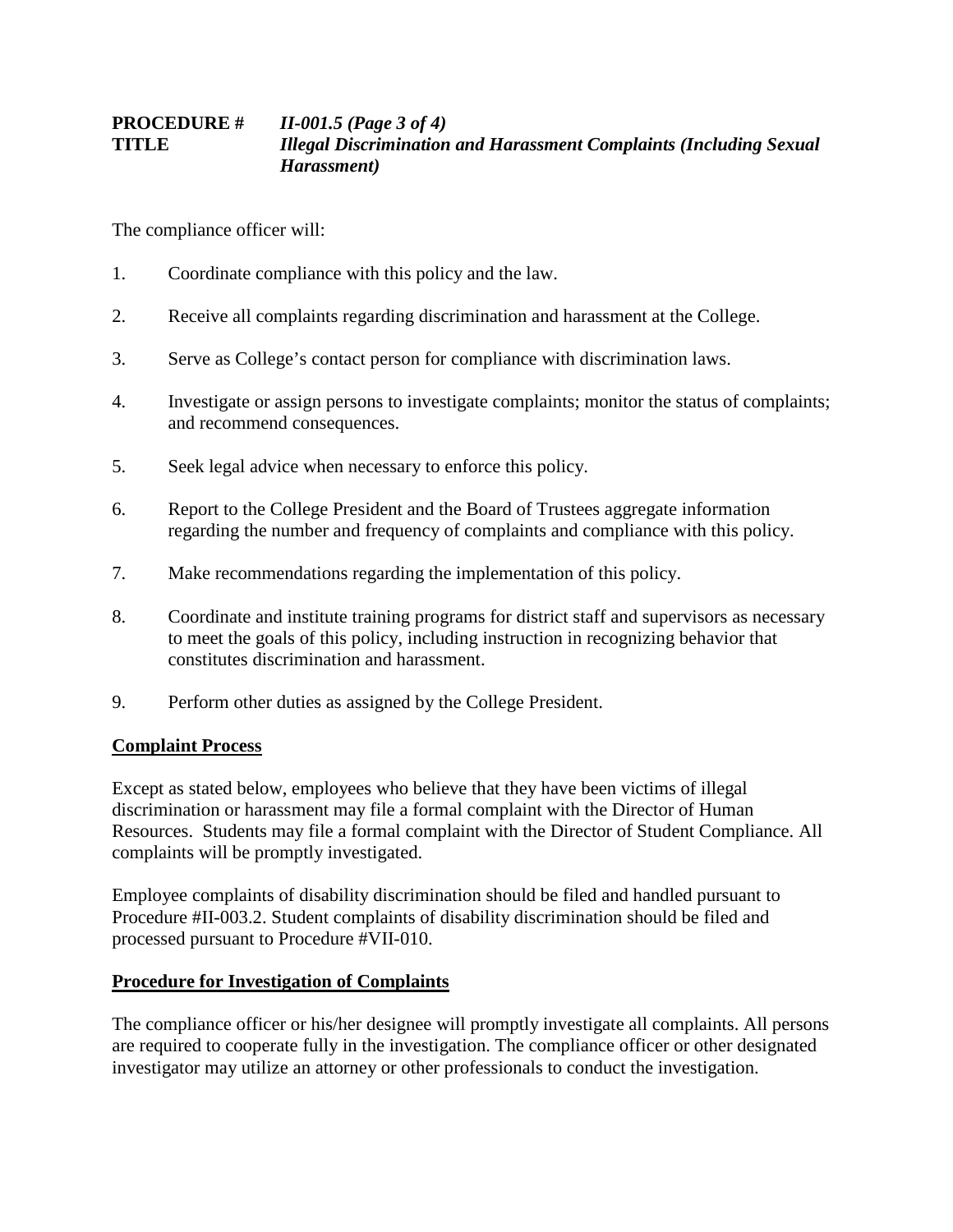The compliance officer will:

1. Coordinate compliance with this policy and the law.

2. Receive all complaints regarding discrimination and harassment at the College.

3. Serve as College's contact person for compliance with discrimination laws.

4. Investigate or assign persons to investigate complaints; monitor the status of complaints; and recommend consequences.

5. Seek legal advice when necessary to enforce this policy.

6. Report to the College President and the Board of Trustees aggregate information regarding the number and frequency of complaints and compliance with this policy.

7. Make recommendations regarding the implementation of this policy.

8. Coordinate and institute training programs for district staff and supervisors as necessary to meet the goals of this policy, including instruction in recognizing behavior that constitutes discrimination and harassment.

9. Perform other duties as assigned by the College President.

## Complaint Process

Except as stated below, employees who believe that they have been victims of illegal discrimination or harassment may file a formal complaint with the Director of Human Resources. Students may file a formal complaint with the Director of Student Compliance. All complaints will be promptly investigated.

Employee complaints of disability discrimination should be filed and handled pursuant to Procedure #II-003.2. Student complaints of disability discrimination should be filed and processed pursuant to Procedure #VII-010.

## Procedure for Investigation of Complaints

The compliance officer or his/her designee will promptly investigate all complaints. All persons are required to cooperate fully in the investigation. The compliance officer or other designated investigator may utilize an attorney or other professionals to conduct the investigation.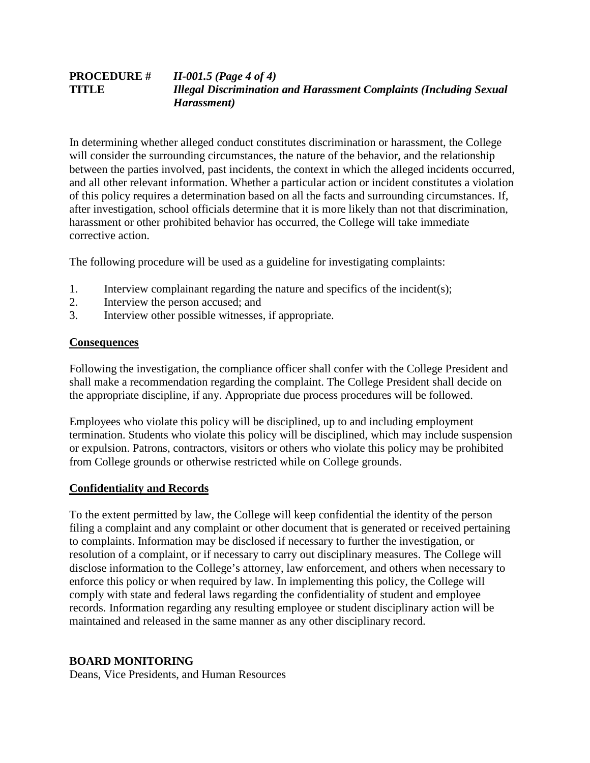**PROCEDURE #** *II-001.5 (Page 4 of 4)*
**TITLE** ***Illegal Discrimination and Harassment Complaints (Including Sexual Harassment)***

In determining whether alleged conduct constitutes discrimination or harassment, the College will consider the surrounding circumstances, the nature of the behavior, and the relationship between the parties involved, past incidents, the context in which the alleged incidents occurred, and all other relevant information. Whether a particular action or incident constitutes a violation of this policy requires a determination based on all the facts and surrounding circumstances. If, after investigation, school officials determine that it is more likely than not that discrimination, harassment or other prohibited behavior has occurred, the College will take immediate corrective action.

The following procedure will be used as a guideline for investigating complaints:

1. Interview complainant regarding the nature and specifics of the incident(s);
2. Interview the person accused; and
3. Interview other possible witnesses, if appropriate.

## Consequences

Following the investigation, the compliance officer shall confer with the College President and shall make a recommendation regarding the complaint. The College President shall decide on the appropriate discipline, if any. Appropriate due process procedures will be followed.

Employees who violate this policy will be disciplined, up to and including employment termination. Students who violate this policy will be disciplined, which may include suspension or expulsion. Patrons, contractors, visitors or others who violate this policy may be prohibited from College grounds or otherwise restricted while on College grounds.

## Confidentiality and Records

To the extent permitted by law, the College will keep confidential the identity of the person filing a complaint and any complaint or other document that is generated or received pertaining to complaints. Information may be disclosed if necessary to further the investigation, or resolution of a complaint, or if necessary to carry out disciplinary measures. The College will disclose information to the College's attorney, law enforcement, and others when necessary to enforce this policy or when required by law. In implementing this policy, the College will comply with state and federal laws regarding the confidentiality of student and employee records. Information regarding any resulting employee or student disciplinary action will be maintained and released in the same manner as any other disciplinary record.

## BOARD MONITORING

Deans, Vice Presidents, and Human Resources